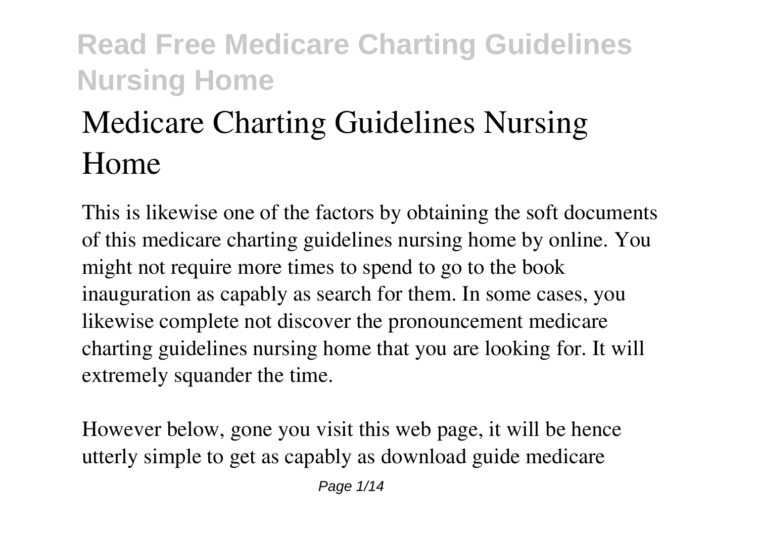# Medicare Charting Guidelines Nursing Home

This is likewise one of the factors by obtaining the soft documents of this medicare charting guidelines nursing home by online. You might not require more times to spend to go to the book inauguration as capably as search for them. In some cases, you likewise complete not discover the pronouncement medicare charting guidelines nursing home that you are looking for. It will extremely squander the time.

However below, gone you visit this web page, it will be hence utterly simple to get as capably as download guide medicare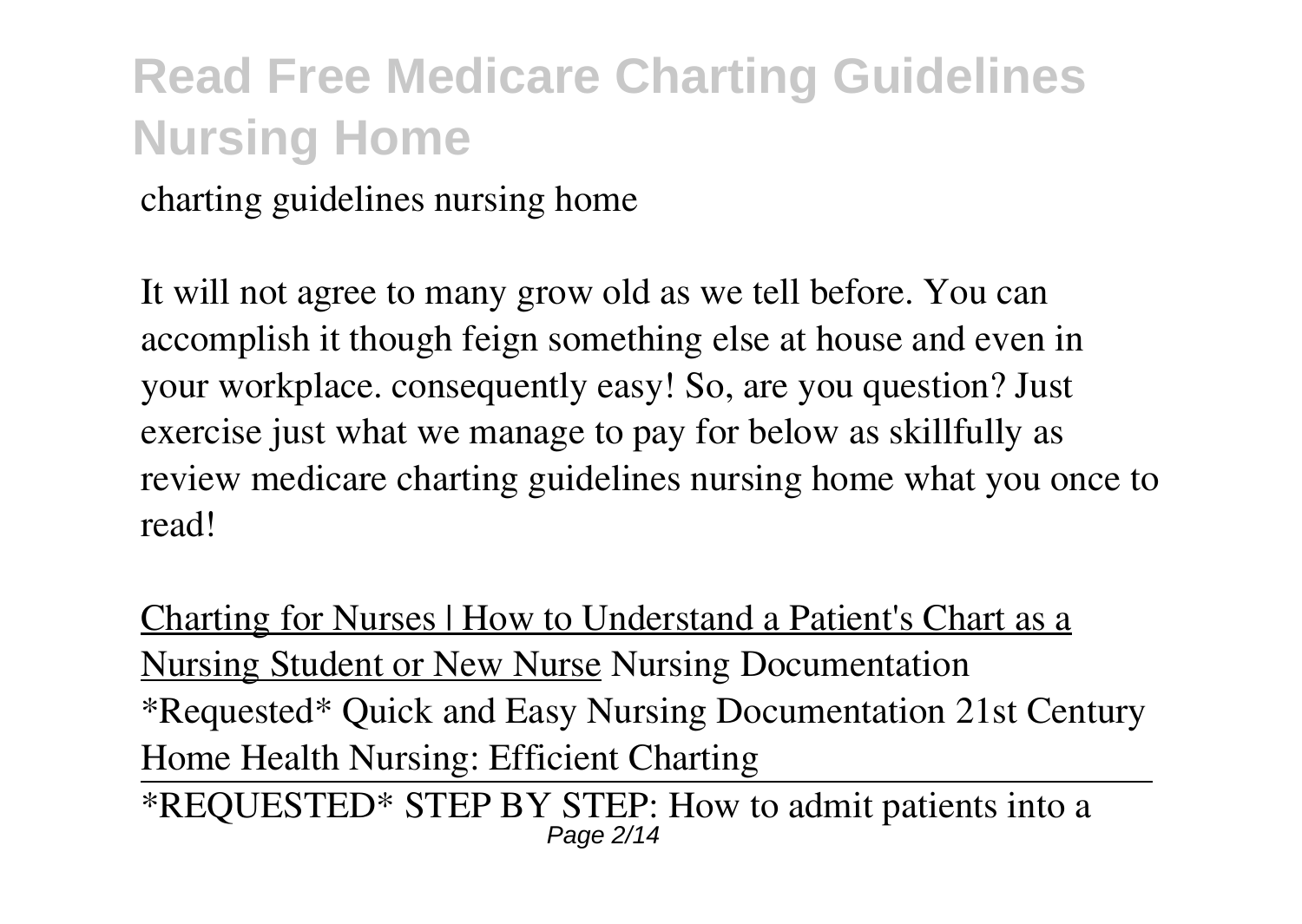charting guidelines nursing home

It will not agree to many grow old as we tell before. You can accomplish it though feign something else at house and even in your workplace. consequently easy! So, are you question? Just exercise just what we manage to pay for below as skillfully as review medicare charting guidelines nursing home what you once to read!

Charting for Nurses | How to Understand a Patient's Chart as a Nursing Student or New Nurse Nursing Documentation *Requested* Quick and Easy Nursing Documentation 21st Century Home Health Nursing: Efficient Charting

*REQUESTED* STEP BY STEP: How to admit patients into a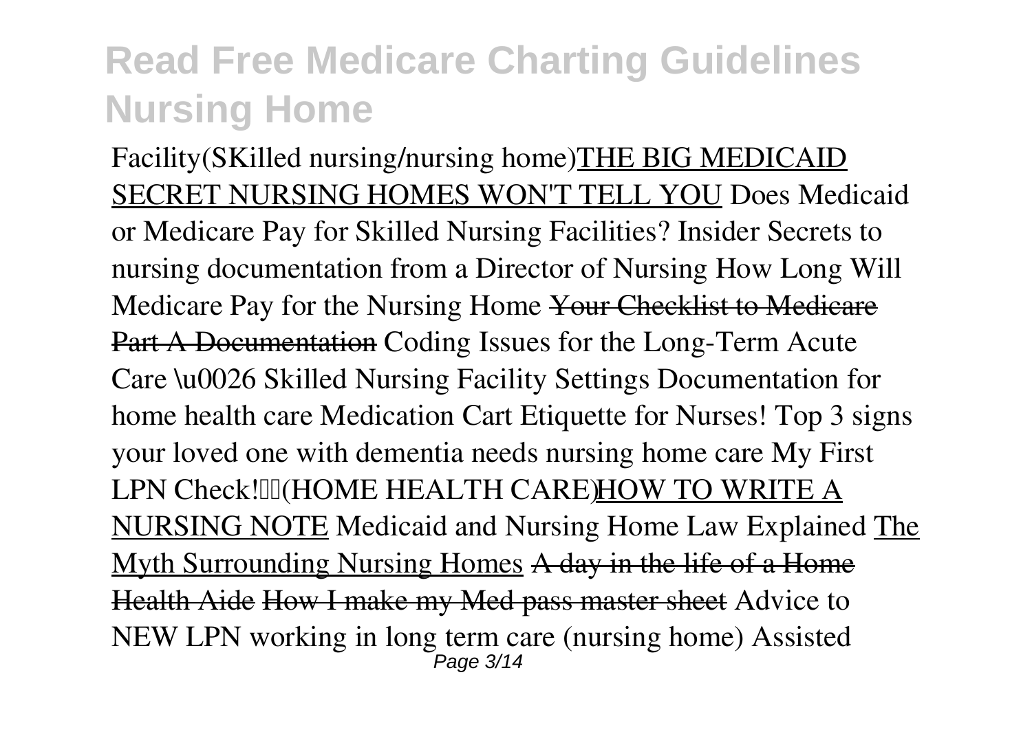Facility(SKilled nursing/nursing home)THE BIG MEDICAID SECRET NURSING HOMES WON'T TELL YOU Does Medicaid or Medicare Pay for Skilled Nursing Facilities? Insider Secrets to nursing documentation from a Director of Nursing How Long Will Medicare Pay for the Nursing Home ~~Your Checklist to Medicare Part A Documentation~~ Coding Issues for the Long-Term Acute Care \u0026 Skilled Nursing Facility Settings Documentation for home health care Medication Cart Etiquette for Nurses! Top 3 signs your loved one with dementia needs nursing home care My First LPN Check!(HOME HEALTH CARE)HOW TO WRITE A NURSING NOTE Medicaid and Nursing Home Law Explained The Myth Surrounding Nursing Homes ~~A day in the life of a Home Health Aide~~ ~~How I make my Med pass master sheet~~ Advice to NEW LPN working in long term care (nursing home) Assisted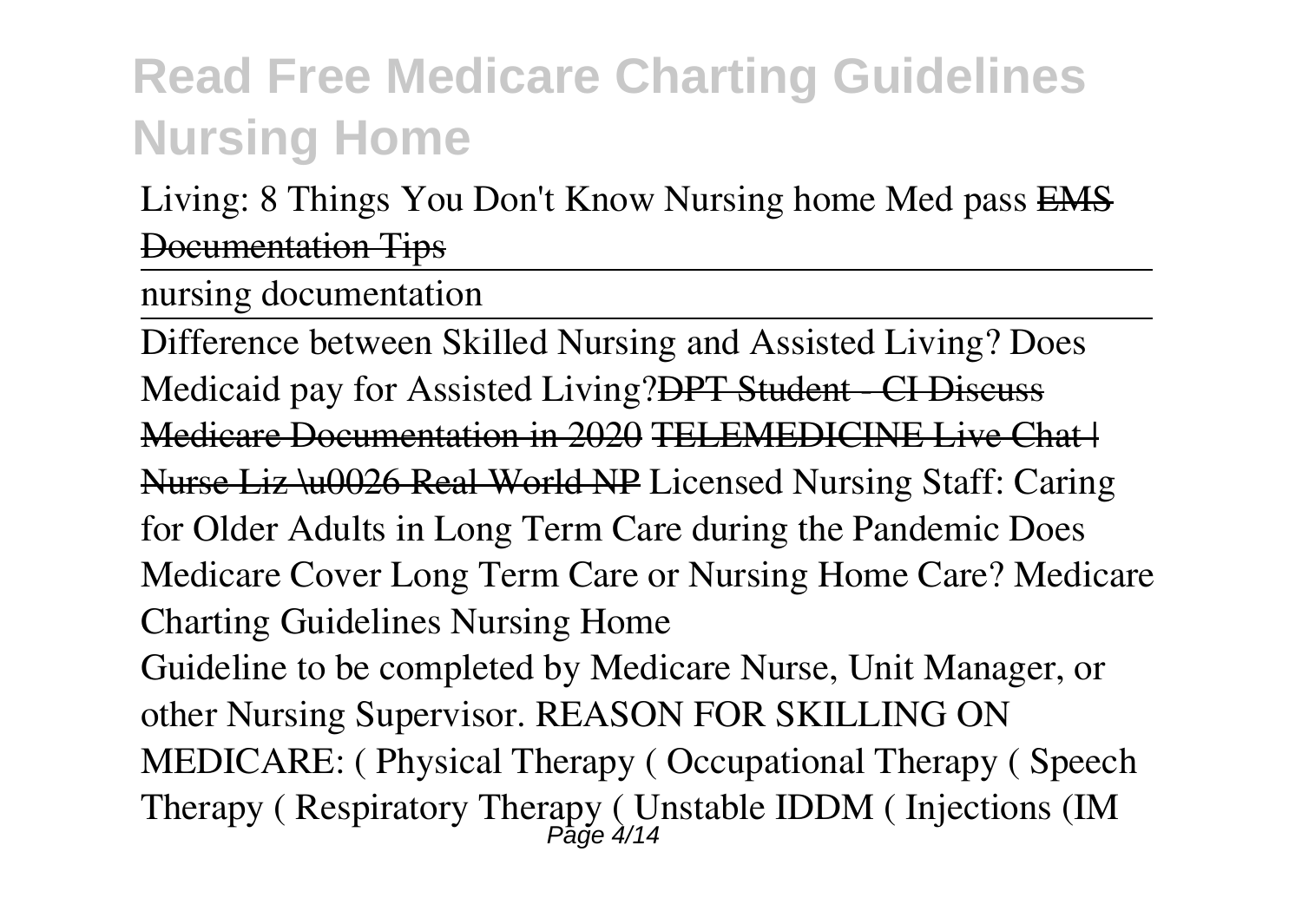Living: 8 Things You Don't Know Nursing home Med pass ~~EMS Documentation Tips~~

nursing documentation

Difference between Skilled Nursing and Assisted Living? Does Medicaid pay for Assisted Living?~~DPT Student - CI Discuss Medicare Documentation in 2020~~ ~~TELEMEDICINE Live Chat | Nurse Liz \u0026 Real World NP~~ Licensed Nursing Staff: Caring for Older Adults in Long Term Care during the Pandemic Does Medicare Cover Long Term Care or Nursing Home Care? Medicare Charting Guidelines Nursing Home

Guideline to be completed by Medicare Nurse, Unit Manager, or other Nursing Supervisor. REASON FOR SKILLING ON MEDICARE: ( Physical Therapy ( Occupational Therapy ( Speech Therapy ( Respiratory Therapy ( Unstable IDDM ( Injections (IM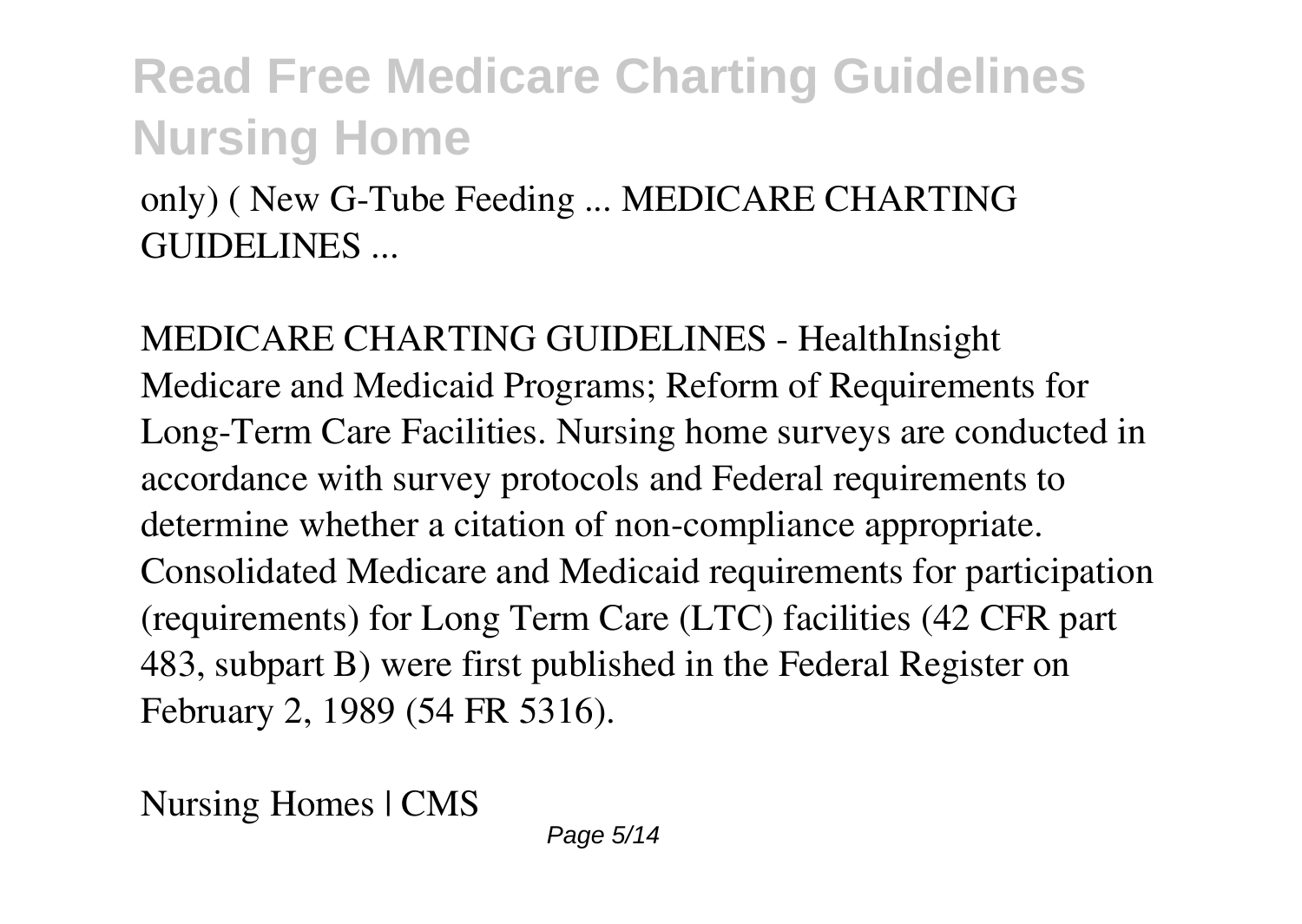only) ( New G-Tube Feeding ... MEDICARE CHARTING GUIDELINES ...

MEDICARE CHARTING GUIDELINES - HealthInsight
Medicare and Medicaid Programs; Reform of Requirements for Long-Term Care Facilities. Nursing home surveys are conducted in accordance with survey protocols and Federal requirements to determine whether a citation of non-compliance appropriate. Consolidated Medicare and Medicaid requirements for participation (requirements) for Long Term Care (LTC) facilities (42 CFR part 483, subpart B) were first published in the Federal Register on February 2, 1989 (54 FR 5316).

Nursing Homes | CMS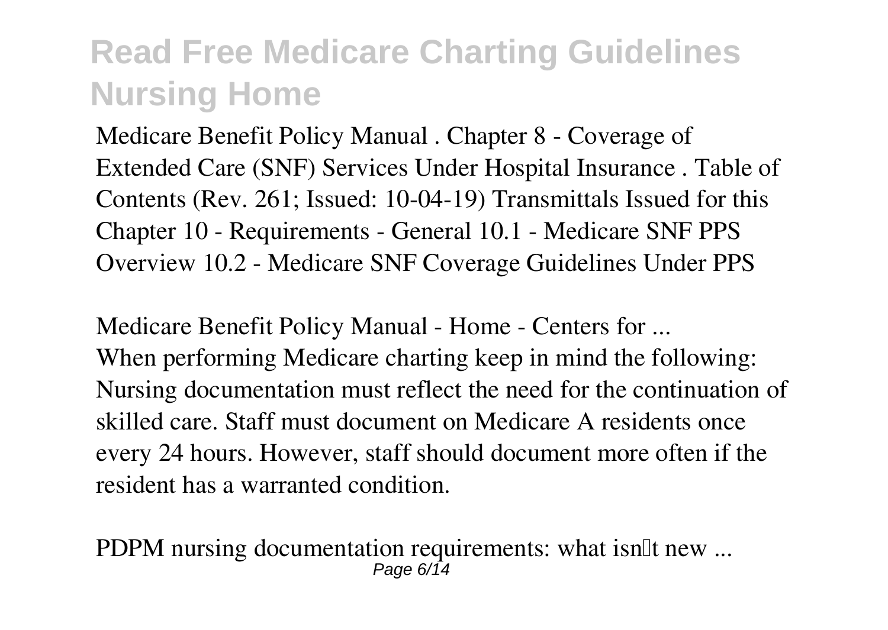Medicare Benefit Policy Manual . Chapter 8 - Coverage of Extended Care (SNF) Services Under Hospital Insurance . Table of Contents (Rev. 261; Issued: 10-04-19) Transmittals Issued for this Chapter 10 - Requirements - General 10.1 - Medicare SNF PPS Overview 10.2 - Medicare SNF Coverage Guidelines Under PPS

Medicare Benefit Policy Manual - Home - Centers for ...

When performing Medicare charting keep in mind the following: Nursing documentation must reflect the need for the continuation of skilled care. Staff must document on Medicare A residents once every 24 hours. However, staff should document more often if the resident has a warranted condition.

PDPM nursing documentation requirements: what isn't new ...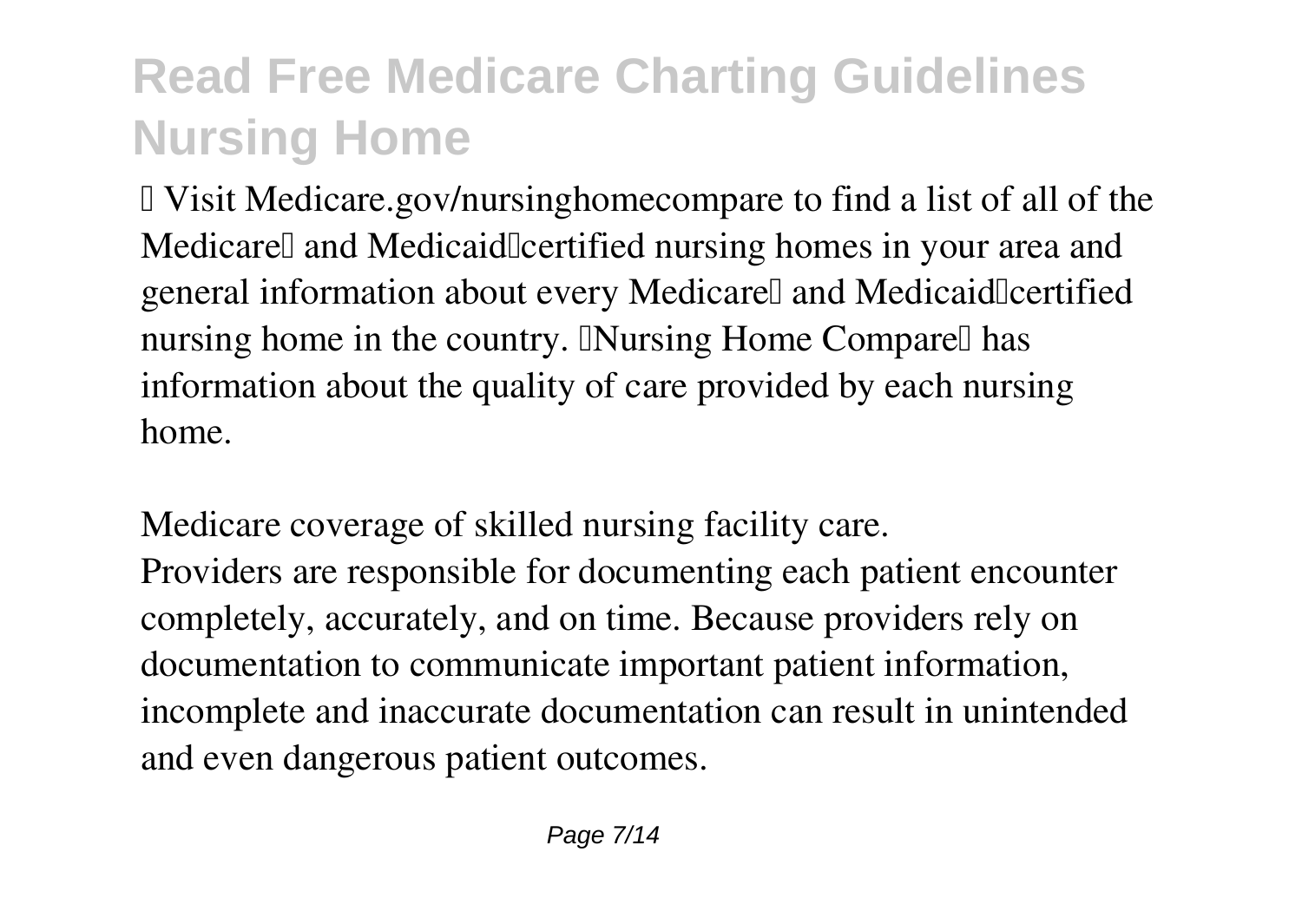- Visit Medicare.gov/nursinghomecompare to find a list of all of the Medicare‐ and Medicaid‐certified nursing homes in your area and general information about every Medicare‐ and Medicaid‐certified nursing home in the country. "Nursing Home Compare" has information about the quality of care provided by each nursing home.

Medicare coverage of skilled nursing facility care.

Providers are responsible for documenting each patient encounter completely, accurately, and on time. Because providers rely on documentation to communicate important patient information, incomplete and inaccurate documentation can result in unintended and even dangerous patient outcomes.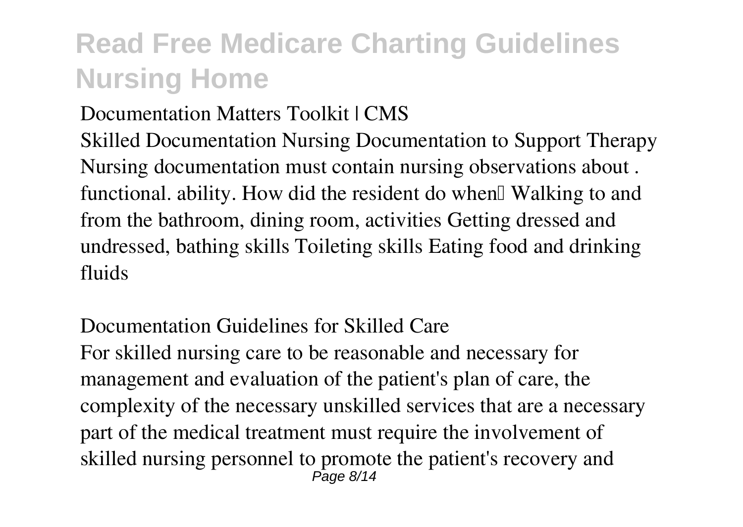**Documentation Matters Toolkit | CMS**

Skilled Documentation Nursing Documentation to Support Therapy Nursing documentation must contain nursing observations about . functional. ability. How did the resident do when… Walking to and from the bathroom, dining room, activities Getting dressed and undressed, bathing skills Toileting skills Eating food and drinking fluids

**Documentation Guidelines for Skilled Care**

For skilled nursing care to be reasonable and necessary for management and evaluation of the patient's plan of care, the complexity of the necessary unskilled services that are a necessary part of the medical treatment must require the involvement of skilled nursing personnel to promote the patient's recovery and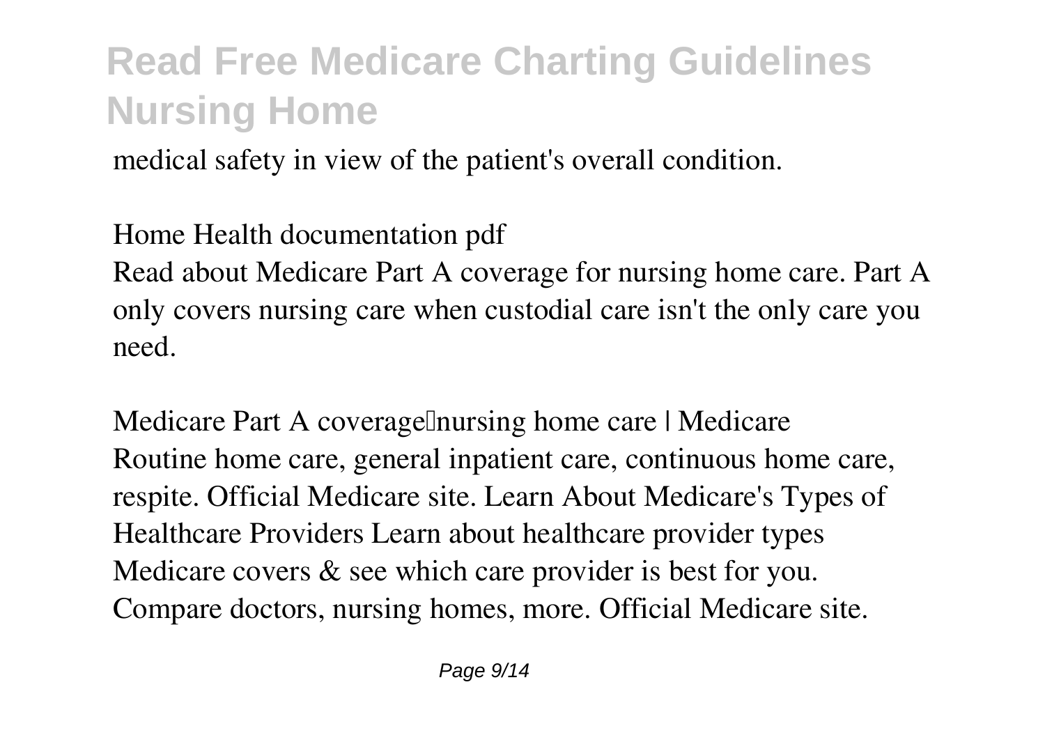medical safety in view of the patient's overall condition.

*Home Health documentation pdf*

Read about Medicare Part A coverage for nursing home care. Part A only covers nursing care when custodial care isn't the only care you need.

*Medicare Part A coverage—nursing home care | Medicare*

Routine home care, general inpatient care, continuous home care, respite. Official Medicare site. Learn About Medicare's Types of Healthcare Providers Learn about healthcare provider types Medicare covers & see which care provider is best for you. Compare doctors, nursing homes, more. Official Medicare site.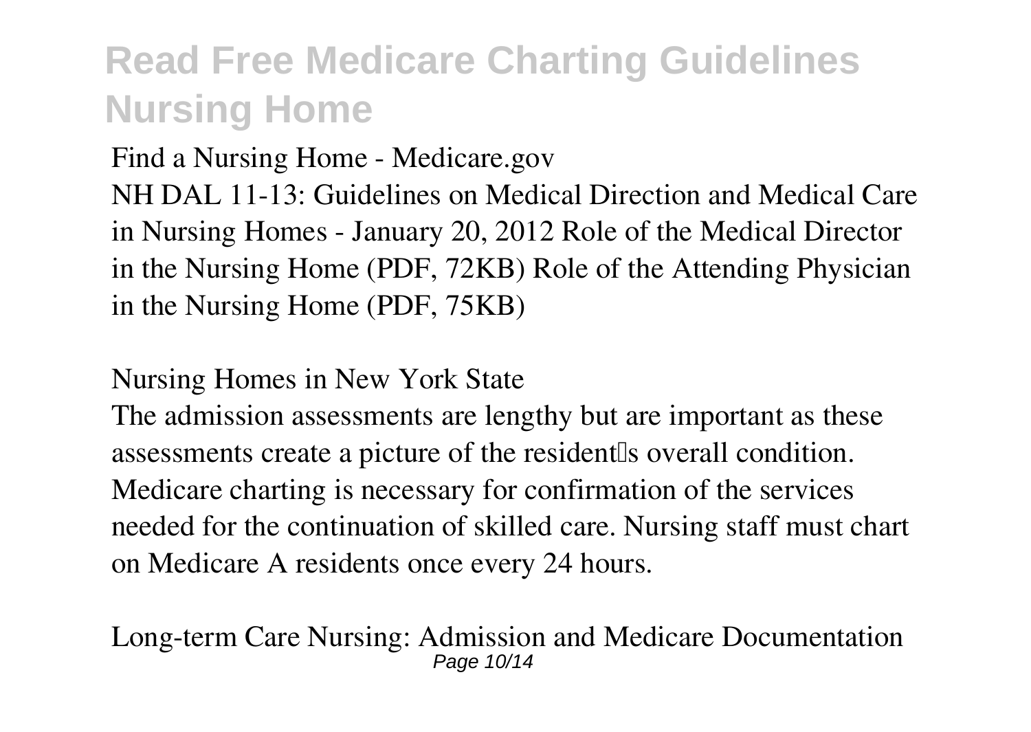**Find a Nursing Home - Medicare.gov**

NH DAL 11-13: Guidelines on Medical Direction and Medical Care in Nursing Homes - January 20, 2012 Role of the Medical Director in the Nursing Home (PDF, 72KB) Role of the Attending Physician in the Nursing Home (PDF, 75KB)

**Nursing Homes in New York State**

The admission assessments are lengthy but are important as these assessments create a picture of the resident's overall condition. Medicare charting is necessary for confirmation of the services needed for the continuation of skilled care. Nursing staff must chart on Medicare A residents once every 24 hours.

**Long-term Care Nursing: Admission and Medicare Documentation**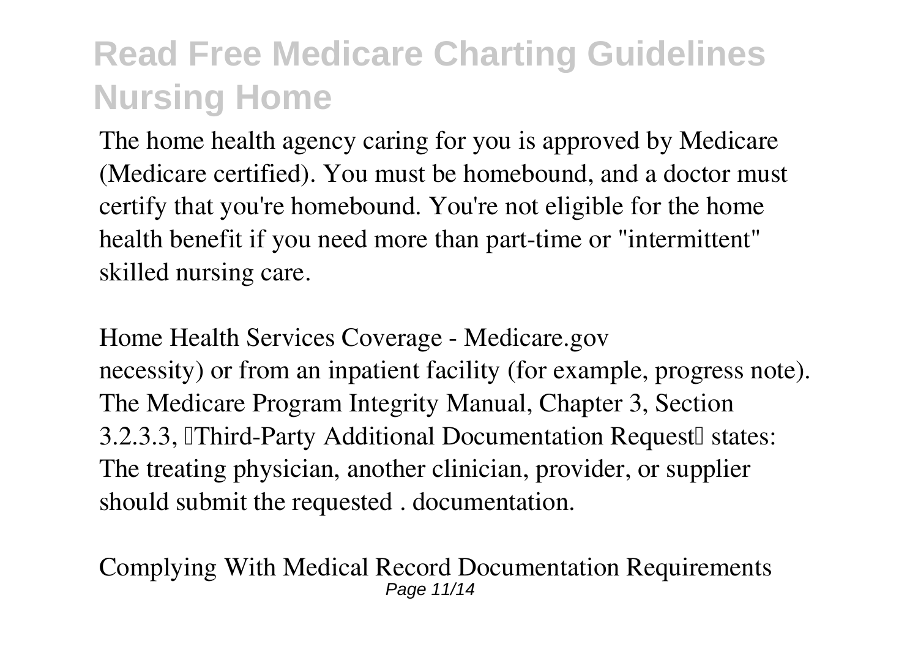The home health agency caring for you is approved by Medicare (Medicare certified). You must be homebound, and a doctor must certify that you're homebound. You're not eligible for the home health benefit if you need more than part-time or "intermittent" skilled nursing care.

*Home Health Services Coverage - Medicare.gov*

necessity) or from an inpatient facility (for example, progress note). The Medicare Program Integrity Manual, Chapter 3, Section 3.2.3.3, "Third-Party Additional Documentation Request" states: The treating physician, another clinician, provider, or supplier should submit the requested . documentation.

*Complying With Medical Record Documentation Requirements*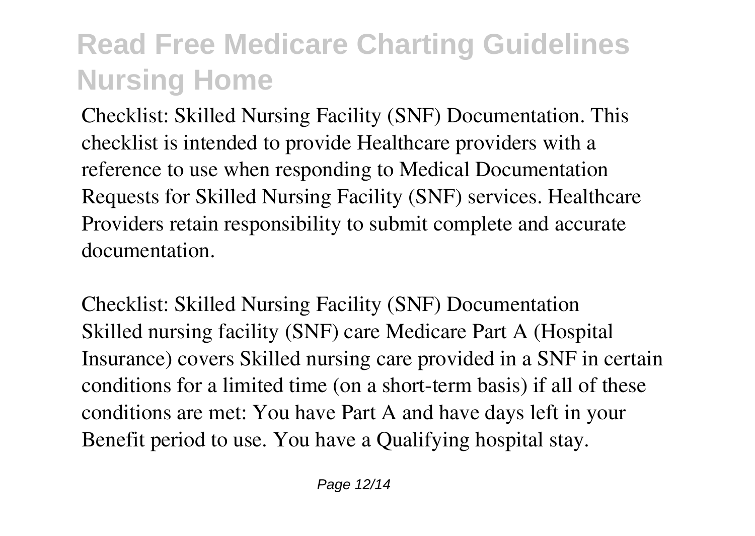Checklist: Skilled Nursing Facility (SNF) Documentation. This checklist is intended to provide Healthcare providers with a reference to use when responding to Medical Documentation Requests for Skilled Nursing Facility (SNF) services. Healthcare Providers retain responsibility to submit complete and accurate documentation.

Checklist: Skilled Nursing Facility (SNF) Documentation
Skilled nursing facility (SNF) care Medicare Part A (Hospital Insurance) covers Skilled nursing care provided in a SNF in certain conditions for a limited time (on a short-term basis) if all of these conditions are met: You have Part A and have days left in your Benefit period to use. You have a Qualifying hospital stay.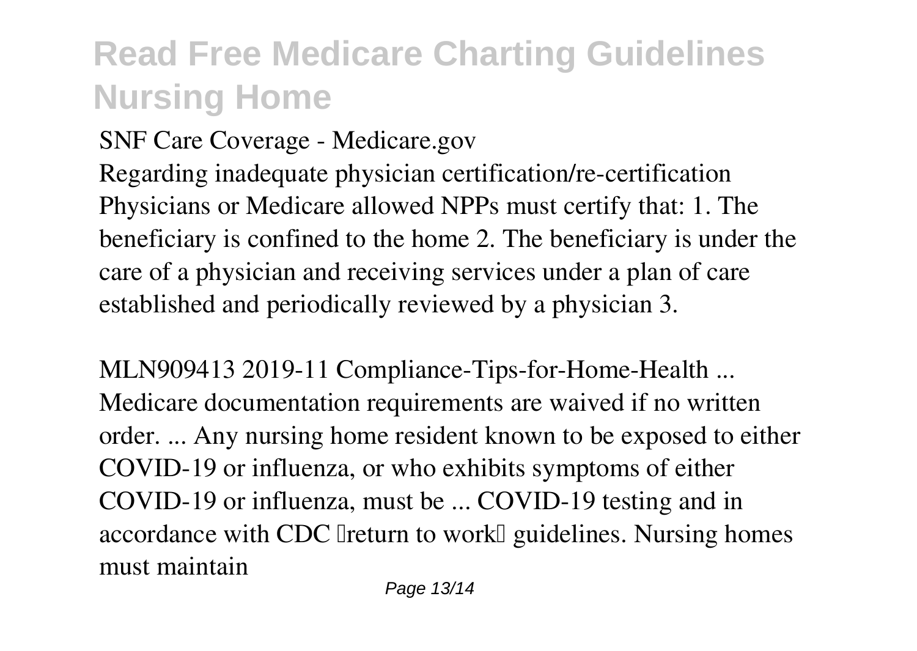**SNF Care Coverage - Medicare.gov**

Regarding inadequate physician certification/re-certification Physicians or Medicare allowed NPPs must certify that: 1. The beneficiary is confined to the home 2. The beneficiary is under the care of a physician and receiving services under a plan of care established and periodically reviewed by a physician 3.

**MLN909413 2019-11 Compliance-Tips-for-Home-Health ...**

Medicare documentation requirements are waived if no written order. ... Any nursing home resident known to be exposed to either COVID-19 or influenza, or who exhibits symptoms of either COVID-19 or influenza, must be ... COVID-19 testing and in accordance with CDC "return to work" guidelines. Nursing homes must maintain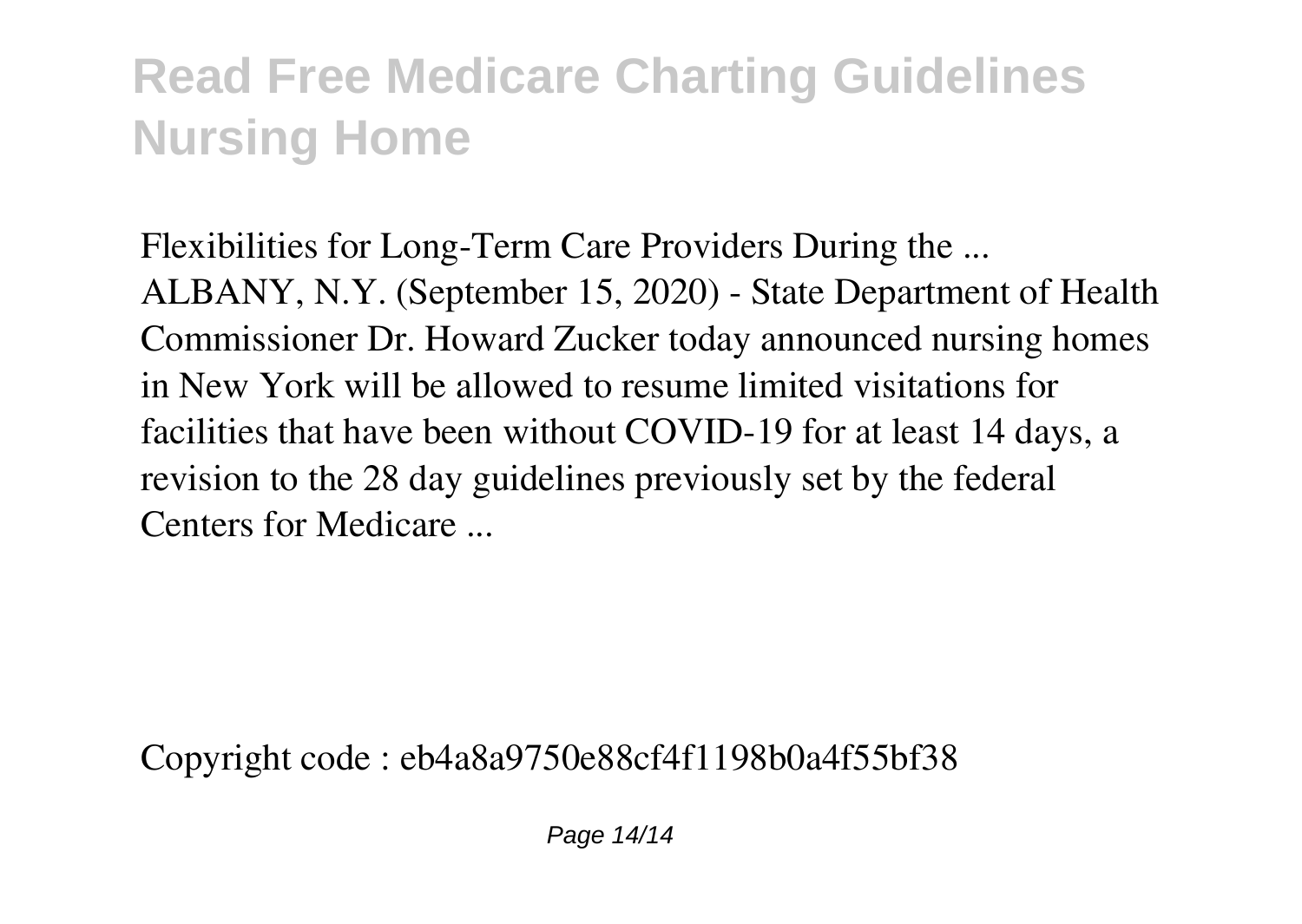Flexibilities for Long-Term Care Providers During the ...
ALBANY, N.Y. (September 15, 2020) - State Department of Health Commissioner Dr. Howard Zucker today announced nursing homes in New York will be allowed to resume limited visitations for facilities that have been without COVID-19 for at least 14 days, a revision to the 28 day guidelines previously set by the federal Centers for Medicare ...

Copyright code : eb4a8a9750e88cf4f1198b0a4f55bf38